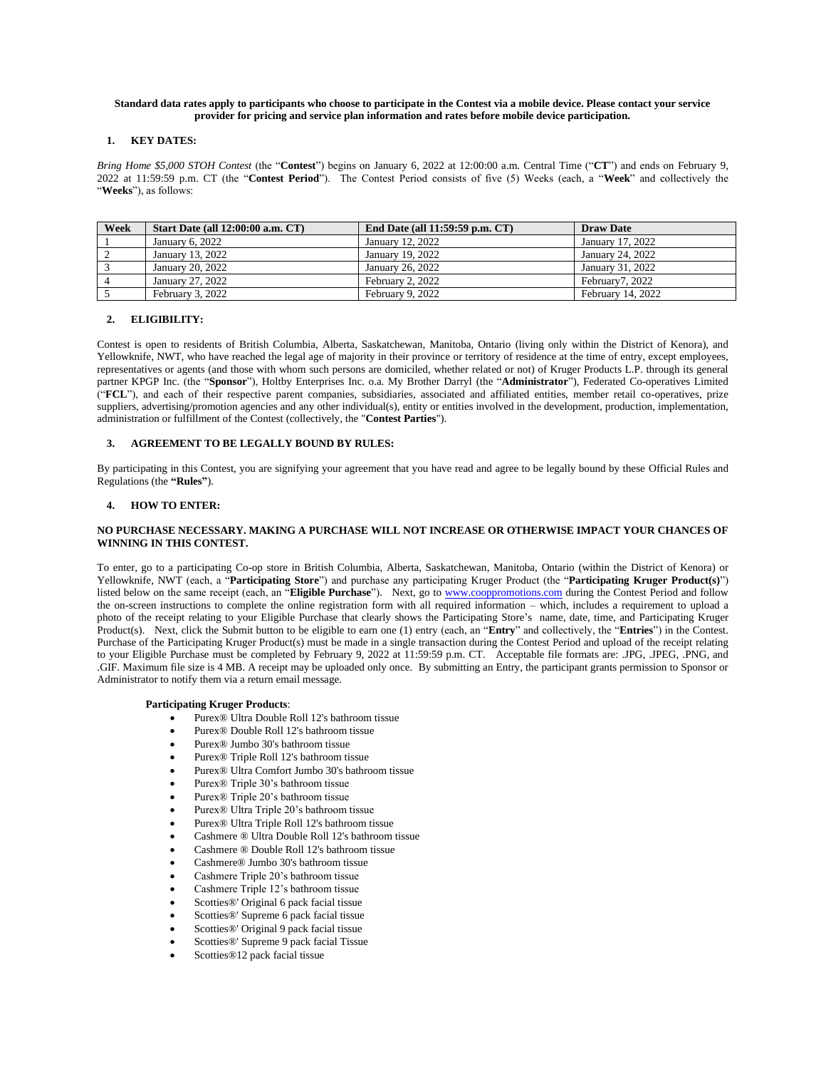**Standard data rates apply to participants who choose to participate in the Contest via a mobile device. Please contact your service provider for pricing and service plan information and rates before mobile device participation.**

## 1. KEY DATES:

*Bring Home $5,000 STOH Contest* (the "**Contest**") begins on January 6, 2022 at 12:00:00 a.m. Central Time ("**CT**") and ends on February 9, 2022 at 11:59:59 p.m. CT (the "**Contest Period**"). The Contest Period consists of five (5) Weeks (each, a "**Week**" and collectively the "**Weeks**"), as follows:

| Week | Start Date (all 12:00:00 a.m. CT) | End Date (all 11:59:59 p.m. CT) | Draw Date |
|---|---|---|---|
| 1 | January 6, 2022 | January 12, 2022 | January 17, 2022 |
| 2 | January 13, 2022 | January 19, 2022 | January 24, 2022 |
| 3 | January 20, 2022 | January 26, 2022 | January 31, 2022 |
| 4 | January 27, 2022 | February 2, 2022 | February7, 2022 |
| 5 | February 3, 2022 | February 9, 2022 | February 14, 2022 |

## 2. ELIGIBILITY:

Contest is open to residents of British Columbia, Alberta, Saskatchewan, Manitoba, Ontario (living only within the District of Kenora), and Yellowknife, NWT, who have reached the legal age of majority in their province or territory of residence at the time of entry, except employees, representatives or agents (and those with whom such persons are domiciled, whether related or not) of Kruger Products L.P. through its general partner KPGP Inc. (the "**Sponsor**"), Holtby Enterprises Inc. o.a. My Brother Darryl (the "**Administrator**"), Federated Co-operatives Limited ("**FCL**"), and each of their respective parent companies, subsidiaries, associated and affiliated entities, member retail co-operatives, prize suppliers, advertising/promotion agencies and any other individual(s), entity or entities involved in the development, production, implementation, administration or fulfillment of the Contest (collectively, the "**Contest Parties**").

## 3. AGREEMENT TO BE LEGALLY BOUND BY RULES:

By participating in this Contest, you are signifying your agreement that you have read and agree to be legally bound by these Official Rules and Regulations (the **"Rules"**).

## 4. HOW TO ENTER:

**NO PURCHASE NECESSARY. MAKING A PURCHASE WILL NOT INCREASE OR OTHERWISE IMPACT YOUR CHANCES OF WINNING IN THIS CONTEST.**

To enter, go to a participating Co-op store in British Columbia, Alberta, Saskatchewan, Manitoba, Ontario (within the District of Kenora) or Yellowknife, NWT (each, a "**Participating Store**") and purchase any participating Kruger Product (the "**Participating Kruger Product(s)**") listed below on the same receipt (each, an "**Eligible Purchase**"). Next, go to www.coopromotions.com during the Contest Period and follow the on-screen instructions to complete the online registration form with all required information – which, includes a requirement to upload a photo of the receipt relating to your Eligible Purchase that clearly shows the Participating Store's name, date, time, and Participating Kruger Product(s). Next, click the Submit button to be eligible to earn one (1) entry (each, an "**Entry**" and collectively, the "**Entries**") in the Contest. Purchase of the Participating Kruger Product(s) must be made in a single transaction during the Contest Period and upload of the receipt relating to your Eligible Purchase must be completed by February 9, 2022 at 11:59:59 p.m. CT. Acceptable file formats are: .JPG, .JPEG, .PNG, and .GIF. Maximum file size is 4 MB. A receipt may be uploaded only once. By submitting an Entry, the participant grants permission to Sponsor or Administrator to notify them via a return email message.

**Participating Kruger Products**:

- Purex® Ultra Double Roll 12's bathroom tissue
- Purex® Double Roll 12's bathroom tissue
- Purex® Jumbo 30's bathroom tissue
- Purex® Triple Roll 12's bathroom tissue
- Purex® Ultra Comfort Jumbo 30's bathroom tissue
- Purex® Triple 30's bathroom tissue
- Purex® Triple 20's bathroom tissue
- Purex® Ultra Triple 20's bathroom tissue
- Purex® Ultra Triple Roll 12's bathroom tissue
- Cashmere ® Ultra Double Roll 12's bathroom tissue
- Cashmere ® Double Roll 12's bathroom tissue
- Cashmere® Jumbo 30's bathroom tissue
- Cashmere Triple 20's bathroom tissue
- Cashmere Triple 12's bathroom tissue
- Scotties®' Original 6 pack facial tissue
- Scotties®' Supreme 6 pack facial tissue
- Scotties®' Original 9 pack facial tissue
- Scotties®' Supreme 9 pack facial Tissue
- Scotties®12 pack facial tissue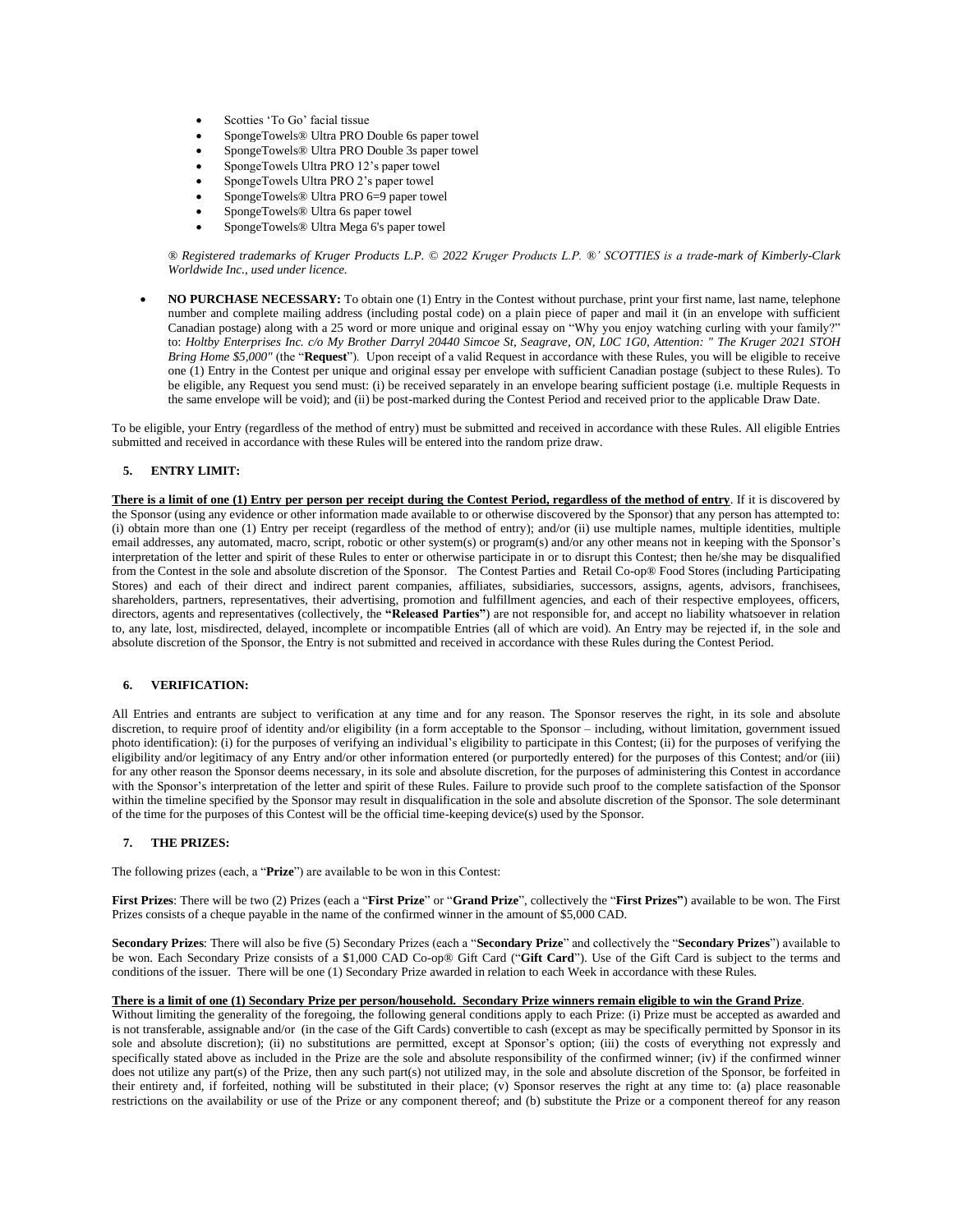- Scotties 'To Go' facial tissue
- SpongeTowels® Ultra PRO Double 6s paper towel
- SpongeTowels® Ultra PRO Double 3s paper towel
- SpongeTowels Ultra PRO 12's paper towel
- SpongeTowels Ultra PRO 2's paper towel
- SpongeTowels® Ultra PRO 6=9 paper towel
- SpongeTowels® Ultra 6s paper towel
- SpongeTowels® Ultra Mega 6's paper towel

*® Registered trademarks of Kruger Products L.P. © 2022 Kruger Products L.P. ®' SCOTTIES is a trade-mark of Kimberly-Clark Worldwide Inc., used under licence.*

- **NO PURCHASE NECESSARY:** To obtain one (1) Entry in the Contest without purchase, print your first name, last name, telephone number and complete mailing address (including postal code) on a plain piece of paper and mail it (in an envelope with sufficient Canadian postage) along with a 25 word or more unique and original essay on "Why you enjoy watching curling with your family?" to: *Holtby Enterprises Inc. c/o My Brother Darryl 20440 Simcoe St, Seagrave, ON, L0C 1G0, Attention: " The Kruger 2021 STOH Bring Home $5,000"* (the "**Request**"). Upon receipt of a valid Request in accordance with these Rules, you will be eligible to receive one (1) Entry in the Contest per unique and original essay per envelope with sufficient Canadian postage (subject to these Rules). To be eligible, any Request you send must: (i) be received separately in an envelope bearing sufficient postage (i.e. multiple Requests in the same envelope will be void); and (ii) be post-marked during the Contest Period and received prior to the applicable Draw Date.

To be eligible, your Entry (regardless of the method of entry) must be submitted and received in accordance with these Rules. All eligible Entries submitted and received in accordance with these Rules will be entered into the random prize draw.

## 5. ENTRY LIMIT:

**There is a limit of one (1) Entry per person per receipt during the Contest Period, regardless of the method of entry**. If it is discovered by the Sponsor (using any evidence or other information made available to or otherwise discovered by the Sponsor) that any person has attempted to: (i) obtain more than one (1) Entry per receipt (regardless of the method of entry); and/or (ii) use multiple names, multiple identities, multiple email addresses, any automated, macro, script, robotic or other system(s) or program(s) and/or any other means not in keeping with the Sponsor's interpretation of the letter and spirit of these Rules to enter or otherwise participate in or to disrupt this Contest; then he/she may be disqualified from the Contest in the sole and absolute discretion of the Sponsor. The Contest Parties and Retail Co-op® Food Stores (including Participating Stores) and each of their direct and indirect parent companies, affiliates, subsidiaries, successors, assigns, agents, advisors, franchisees, shareholders, partners, representatives, their advertising, promotion and fulfillment agencies, and each of their respective employees, officers, directors, agents and representatives (collectively, the **"Released Parties"**) are not responsible for, and accept no liability whatsoever in relation to, any late, lost, misdirected, delayed, incomplete or incompatible Entries (all of which are void). An Entry may be rejected if, in the sole and absolute discretion of the Sponsor, the Entry is not submitted and received in accordance with these Rules during the Contest Period.

## 6. VERIFICATION:

All Entries and entrants are subject to verification at any time and for any reason. The Sponsor reserves the right, in its sole and absolute discretion, to require proof of identity and/or eligibility (in a form acceptable to the Sponsor – including, without limitation, government issued photo identification): (i) for the purposes of verifying an individual's eligibility to participate in this Contest; (ii) for the purposes of verifying the eligibility and/or legitimacy of any Entry and/or other information entered (or purportedly entered) for the purposes of this Contest; and/or (iii) for any other reason the Sponsor deems necessary, in its sole and absolute discretion, for the purposes of administering this Contest in accordance with the Sponsor's interpretation of the letter and spirit of these Rules. Failure to provide such proof to the complete satisfaction of the Sponsor within the timeline specified by the Sponsor may result in disqualification in the sole and absolute discretion of the Sponsor. The sole determinant of the time for the purposes of this Contest will be the official time-keeping device(s) used by the Sponsor.

## 7. THE PRIZES:

The following prizes (each, a "**Prize**") are available to be won in this Contest:

**First Prizes**: There will be two (2) Prizes (each a "**First Prize**" or "**Grand Prize**", collectively the "**First Prizes"**) available to be won. The First Prizes consists of a cheque payable in the name of the confirmed winner in the amount of $5,000 CAD.

**Secondary Prizes**: There will also be five (5) Secondary Prizes (each a "**Secondary Prize**" and collectively the "**Secondary Prizes**") available to be won. Each Secondary Prize consists of a $1,000 CAD Co-op® Gift Card ("**Gift Card**"). Use of the Gift Card is subject to the terms and conditions of the issuer. There will be one (1) Secondary Prize awarded in relation to each Week in accordance with these Rules.

**There is a limit of one (1) Secondary Prize per person/household. Secondary Prize winners remain eligible to win the Grand Prize**.
Without limiting the generality of the foregoing, the following general conditions apply to each Prize: (i) Prize must be accepted as awarded and is not transferable, assignable and/or (in the case of the Gift Cards) convertible to cash (except as may be specifically permitted by Sponsor in its sole and absolute discretion); (ii) no substitutions are permitted, except at Sponsor's option; (iii) the costs of everything not expressly and specifically stated above as included in the Prize are the sole and absolute responsibility of the confirmed winner; (iv) if the confirmed winner does not utilize any part(s) of the Prize, then any such part(s) not utilized may, in the sole and absolute discretion of the Sponsor, be forfeited in their entirety and, if forfeited, nothing will be substituted in their place; (v) Sponsor reserves the right at any time to: (a) place reasonable restrictions on the availability or use of the Prize or any component thereof; and (b) substitute the Prize or a component thereof for any reason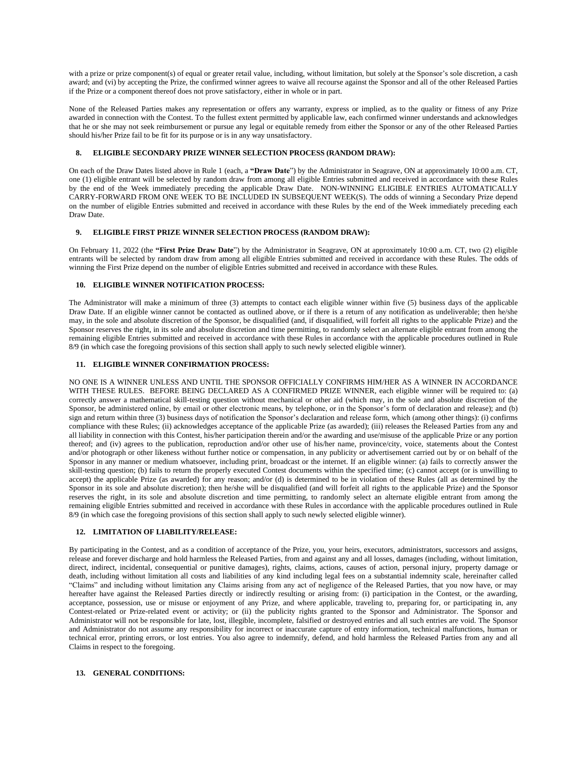with a prize or prize component(s) of equal or greater retail value, including, without limitation, but solely at the Sponsor's sole discretion, a cash award; and (vi) by accepting the Prize, the confirmed winner agrees to waive all recourse against the Sponsor and all of the other Released Parties if the Prize or a component thereof does not prove satisfactory, either in whole or in part.

None of the Released Parties makes any representation or offers any warranty, express or implied, as to the quality or fitness of any Prize awarded in connection with the Contest. To the fullest extent permitted by applicable law, each confirmed winner understands and acknowledges that he or she may not seek reimbursement or pursue any legal or equitable remedy from either the Sponsor or any of the other Released Parties should his/her Prize fail to be fit for its purpose or is in any way unsatisfactory.

### 8. ELIGIBLE SECONDARY PRIZE WINNER SELECTION PROCESS (RANDOM DRAW):

On each of the Draw Dates listed above in Rule 1 (each, a **"Draw Date"**) by the Administrator in Seagrave, ON at approximately 10:00 a.m. CT, one (1) eligible entrant will be selected by random draw from among all eligible Entries submitted and received in accordance with these Rules by the end of the Week immediately preceding the applicable Draw Date. NON-WINNING ELIGIBLE ENTRIES AUTOMATICALLY CARRY-FORWARD FROM ONE WEEK TO BE INCLUDED IN SUBSEQUENT WEEK(S). The odds of winning a Secondary Prize depend on the number of eligible Entries submitted and received in accordance with these Rules by the end of the Week immediately preceding each Draw Date.

### 9. ELIGIBLE FIRST PRIZE WINNER SELECTION PROCESS (RANDOM DRAW):

On February 11, 2022 (the **"First Prize Draw Date"**) by the Administrator in Seagrave, ON at approximately 10:00 a.m. CT, two (2) eligible entrants will be selected by random draw from among all eligible Entries submitted and received in accordance with these Rules. The odds of winning the First Prize depend on the number of eligible Entries submitted and received in accordance with these Rules.

### 10. ELIGIBLE WINNER NOTIFICATION PROCESS:

The Administrator will make a minimum of three (3) attempts to contact each eligible winner within five (5) business days of the applicable Draw Date. If an eligible winner cannot be contacted as outlined above, or if there is a return of any notification as undeliverable; then he/she may, in the sole and absolute discretion of the Sponsor, be disqualified (and, if disqualified, will forfeit all rights to the applicable Prize) and the Sponsor reserves the right, in its sole and absolute discretion and time permitting, to randomly select an alternate eligible entrant from among the remaining eligible Entries submitted and received in accordance with these Rules in accordance with the applicable procedures outlined in Rule 8/9 (in which case the foregoing provisions of this section shall apply to such newly selected eligible winner).

### 11. ELIGIBLE WINNER CONFIRMATION PROCESS:

NO ONE IS A WINNER UNLESS AND UNTIL THE SPONSOR OFFICIALLY CONFIRMS HIM/HER AS A WINNER IN ACCORDANCE WITH THESE RULES. BEFORE BEING DECLARED AS A CONFIRMED PRIZE WINNER, each eligible winner will be required to: (a) correctly answer a mathematical skill-testing question without mechanical or other aid (which may, in the sole and absolute discretion of the Sponsor, be administered online, by email or other electronic means, by telephone, or in the Sponsor's form of declaration and release); and (b) sign and return within three (3) business days of notification the Sponsor's declaration and release form, which (among other things): (i) confirms compliance with these Rules; (ii) acknowledges acceptance of the applicable Prize (as awarded); (iii) releases the Released Parties from any and all liability in connection with this Contest, his/her participation therein and/or the awarding and use/misuse of the applicable Prize or any portion thereof; and (iv) agrees to the publication, reproduction and/or other use of his/her name, province/city, voice, statements about the Contest and/or photograph or other likeness without further notice or compensation, in any publicity or advertisement carried out by or on behalf of the Sponsor in any manner or medium whatsoever, including print, broadcast or the internet. If an eligible winner: (a) fails to correctly answer the skill-testing question; (b) fails to return the properly executed Contest documents within the specified time; (c) cannot accept (or is unwilling to accept) the applicable Prize (as awarded) for any reason; and/or (d) is determined to be in violation of these Rules (all as determined by the Sponsor in its sole and absolute discretion); then he/she will be disqualified (and will forfeit all rights to the applicable Prize) and the Sponsor reserves the right, in its sole and absolute discretion and time permitting, to randomly select an alternate eligible entrant from among the remaining eligible Entries submitted and received in accordance with these Rules in accordance with the applicable procedures outlined in Rule 8/9 (in which case the foregoing provisions of this section shall apply to such newly selected eligible winner).

### 12. LIMITATION OF LIABILITY/RELEASE:

By participating in the Contest, and as a condition of acceptance of the Prize, you, your heirs, executors, administrators, successors and assigns, release and forever discharge and hold harmless the Released Parties, from and against any and all losses, damages (including, without limitation, direct, indirect, incidental, consequential or punitive damages), rights, claims, actions, causes of action, personal injury, property damage or death, including without limitation all costs and liabilities of any kind including legal fees on a substantial indemnity scale, hereinafter called "Claims" and including without limitation any Claims arising from any act of negligence of the Released Parties, that you now have, or may hereafter have against the Released Parties directly or indirectly resulting or arising from: (i) participation in the Contest, or the awarding, acceptance, possession, use or misuse or enjoyment of any Prize, and where applicable, traveling to, preparing for, or participating in, any Contest-related or Prize-related event or activity; or (ii) the publicity rights granted to the Sponsor and Administrator. The Sponsor and Administrator will not be responsible for late, lost, illegible, incomplete, falsified or destroyed entries and all such entries are void. The Sponsor and Administrator do not assume any responsibility for incorrect or inaccurate capture of entry information, technical malfunctions, human or technical error, printing errors, or lost entries. You also agree to indemnify, defend, and hold harmless the Released Parties from any and all Claims in respect to the foregoing.

### 13. GENERAL CONDITIONS: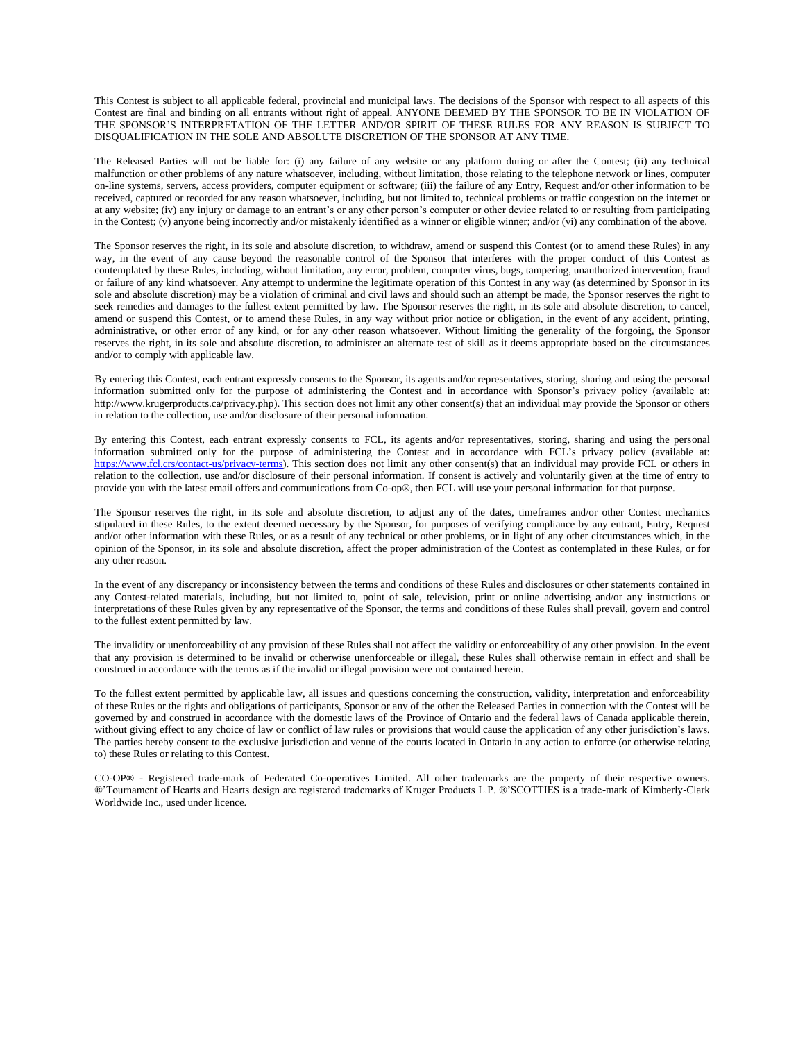This Contest is subject to all applicable federal, provincial and municipal laws. The decisions of the Sponsor with respect to all aspects of this Contest are final and binding on all entrants without right of appeal. ANYONE DEEMED BY THE SPONSOR TO BE IN VIOLATION OF THE SPONSOR'S INTERPRETATION OF THE LETTER AND/OR SPIRIT OF THESE RULES FOR ANY REASON IS SUBJECT TO DISQUALIFICATION IN THE SOLE AND ABSOLUTE DISCRETION OF THE SPONSOR AT ANY TIME.

The Released Parties will not be liable for: (i) any failure of any website or any platform during or after the Contest; (ii) any technical malfunction or other problems of any nature whatsoever, including, without limitation, those relating to the telephone network or lines, computer on-line systems, servers, access providers, computer equipment or software; (iii) the failure of any Entry, Request and/or other information to be received, captured or recorded for any reason whatsoever, including, but not limited to, technical problems or traffic congestion on the internet or at any website; (iv) any injury or damage to an entrant's or any other person's computer or other device related to or resulting from participating in the Contest; (v) anyone being incorrectly and/or mistakenly identified as a winner or eligible winner; and/or (vi) any combination of the above.

The Sponsor reserves the right, in its sole and absolute discretion, to withdraw, amend or suspend this Contest (or to amend these Rules) in any way, in the event of any cause beyond the reasonable control of the Sponsor that interferes with the proper conduct of this Contest as contemplated by these Rules, including, without limitation, any error, problem, computer virus, bugs, tampering, unauthorized intervention, fraud or failure of any kind whatsoever. Any attempt to undermine the legitimate operation of this Contest in any way (as determined by Sponsor in its sole and absolute discretion) may be a violation of criminal and civil laws and should such an attempt be made, the Sponsor reserves the right to seek remedies and damages to the fullest extent permitted by law. The Sponsor reserves the right, in its sole and absolute discretion, to cancel, amend or suspend this Contest, or to amend these Rules, in any way without prior notice or obligation, in the event of any accident, printing, administrative, or other error of any kind, or for any other reason whatsoever. Without limiting the generality of the forgoing, the Sponsor reserves the right, in its sole and absolute discretion, to administer an alternate test of skill as it deems appropriate based on the circumstances and/or to comply with applicable law.

By entering this Contest, each entrant expressly consents to the Sponsor, its agents and/or representatives, storing, sharing and using the personal information submitted only for the purpose of administering the Contest and in accordance with Sponsor's privacy policy (available at: http://www.krugerproducts.ca/privacy.php). This section does not limit any other consent(s) that an individual may provide the Sponsor or others in relation to the collection, use and/or disclosure of their personal information.

By entering this Contest, each entrant expressly consents to FCL, its agents and/or representatives, storing, sharing and using the personal information submitted only for the purpose of administering the Contest and in accordance with FCL's privacy policy (available at: https://www.fcl.crs/contact-us/privacy-terms). This section does not limit any other consent(s) that an individual may provide FCL or others in relation to the collection, use and/or disclosure of their personal information. If consent is actively and voluntarily given at the time of entry to provide you with the latest email offers and communications from Co-op®, then FCL will use your personal information for that purpose.

The Sponsor reserves the right, in its sole and absolute discretion, to adjust any of the dates, timeframes and/or other Contest mechanics stipulated in these Rules, to the extent deemed necessary by the Sponsor, for purposes of verifying compliance by any entrant, Entry, Request and/or other information with these Rules, or as a result of any technical or other problems, or in light of any other circumstances which, in the opinion of the Sponsor, in its sole and absolute discretion, affect the proper administration of the Contest as contemplated in these Rules, or for any other reason.

In the event of any discrepancy or inconsistency between the terms and conditions of these Rules and disclosures or other statements contained in any Contest-related materials, including, but not limited to, point of sale, television, print or online advertising and/or any instructions or interpretations of these Rules given by any representative of the Sponsor, the terms and conditions of these Rules shall prevail, govern and control to the fullest extent permitted by law.

The invalidity or unenforceability of any provision of these Rules shall not affect the validity or enforceability of any other provision. In the event that any provision is determined to be invalid or otherwise unenforceable or illegal, these Rules shall otherwise remain in effect and shall be construed in accordance with the terms as if the invalid or illegal provision were not contained herein.

To the fullest extent permitted by applicable law, all issues and questions concerning the construction, validity, interpretation and enforceability of these Rules or the rights and obligations of participants, Sponsor or any of the other the Released Parties in connection with the Contest will be governed by and construed in accordance with the domestic laws of the Province of Ontario and the federal laws of Canada applicable therein, without giving effect to any choice of law or conflict of law rules or provisions that would cause the application of any other jurisdiction's laws. The parties hereby consent to the exclusive jurisdiction and venue of the courts located in Ontario in any action to enforce (or otherwise relating to) these Rules or relating to this Contest.

CO-OP® - Registered trade-mark of Federated Co-operatives Limited. All other trademarks are the property of their respective owners. ®'Tournament of Hearts and Hearts design are registered trademarks of Kruger Products L.P. ®'SCOTTIES is a trade-mark of Kimberly-Clark Worldwide Inc., used under licence.